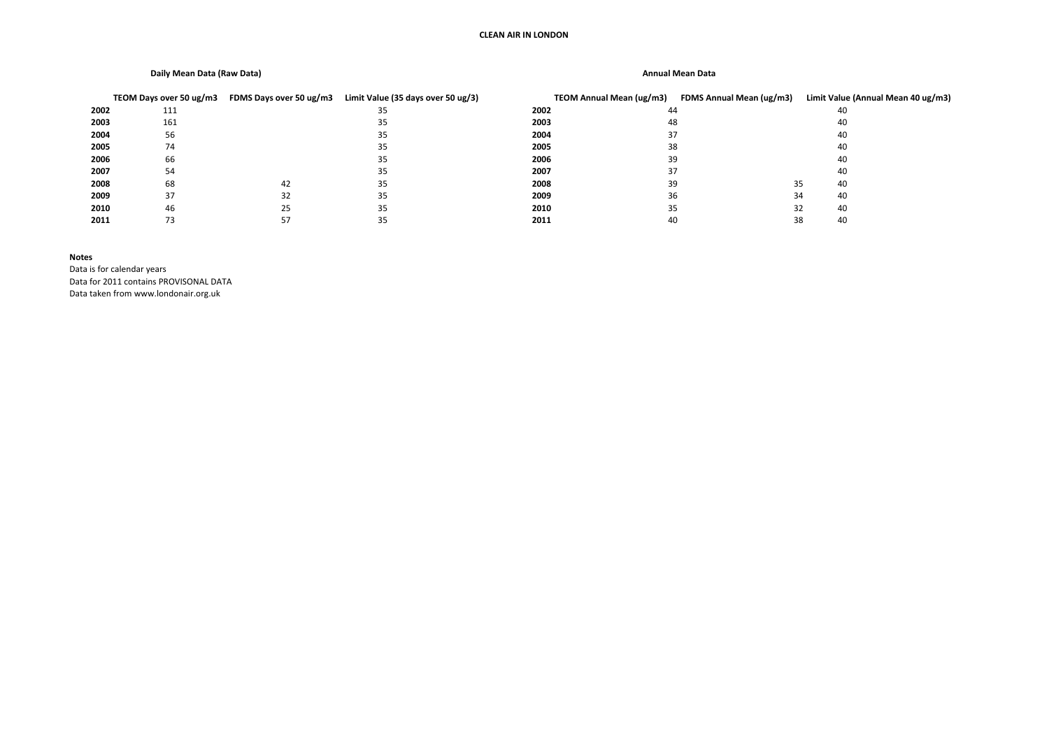# CLEAN AIR IN LONDON

## Daily Mean Data (Raw Data)

| | TEOM Days over 50 ug/m3 | FDMS Days over 50 ug/m3 | Limit Value (35 days over 50 ug/3) |
|---|---|---|---|
| **2002** | 111 | | 35 |
| **2003** | 161 | | 35 |
| **2004** | 56 | | 35 |
| **2005** | 74 | | 35 |
| **2006** | 66 | | 35 |
| **2007** | 54 | | 35 |
| **2008** | 68 | 42 | 35 |
| **2009** | 37 | 32 | 35 |
| **2010** | 46 | 25 | 35 |
| **2011** | 73 | 57 | 35 |

## Annual Mean Data

| | TEOM Annual Mean (ug/m3) | FDMS Annual Mean (ug/m3) | Limit Value (Annual Mean 40 ug/m3) |
|---|---|---|---|
| **2002** | 44 | | 40 |
| **2003** | 48 | | 40 |
| **2004** | 37 | | 40 |
| **2005** | 38 | | 40 |
| **2006** | 39 | | 40 |
| **2007** | 37 | | 40 |
| **2008** | 39 | 35 | 40 |
| **2009** | 36 | 34 | 40 |
| **2010** | 35 | 32 | 40 |
| **2011** | 40 | 38 | 40 |

**Notes**

Data is for calendar years

Data for 2011 contains PROVISONAL DATA

Data taken from www.londonair.org.uk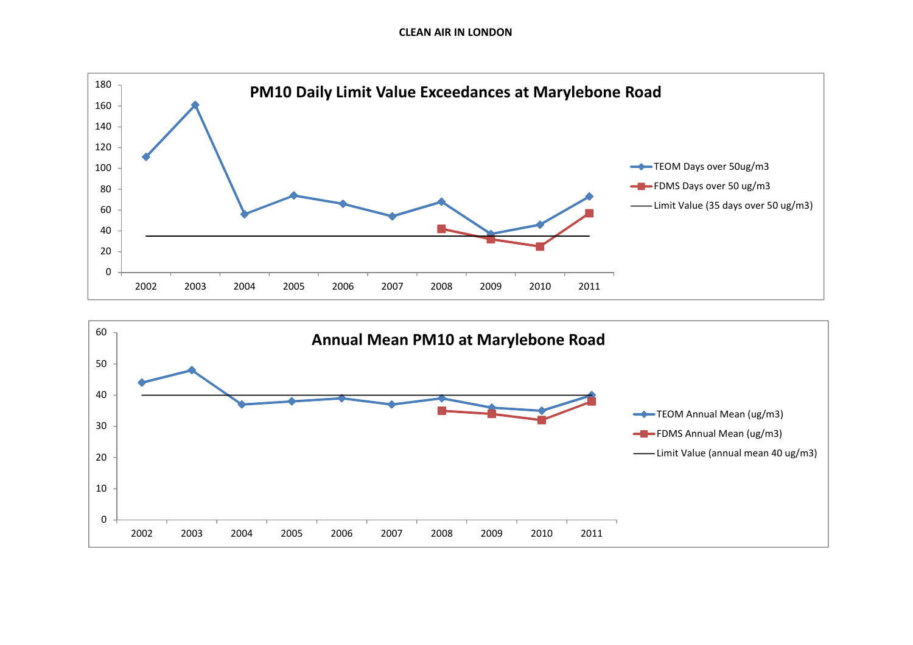**CLEAN AIR IN LONDON**

PM10 Daily Limit Value Exceedances at Marylebone Road

180
160
140
120
100
80
60
40
20
0

2002 2003 2004 2005 2006 2007 2008 2009 2010 2011

TEOM Days over 50ug/m3
FDMS Days over 50 ug/m3
Limit Value (35 days over 50 ug/m3)

Annual Mean PM10 at Marylebone Road

60
50
40
30
20
10
0

2002 2003 2004 2005 2006 2007 2008 2009 2010 2011

TEOM Annual Mean (ug/m3)
FDMS Annual Mean (ug/m3)
Limit Value (annual mean 40 ug/m3)